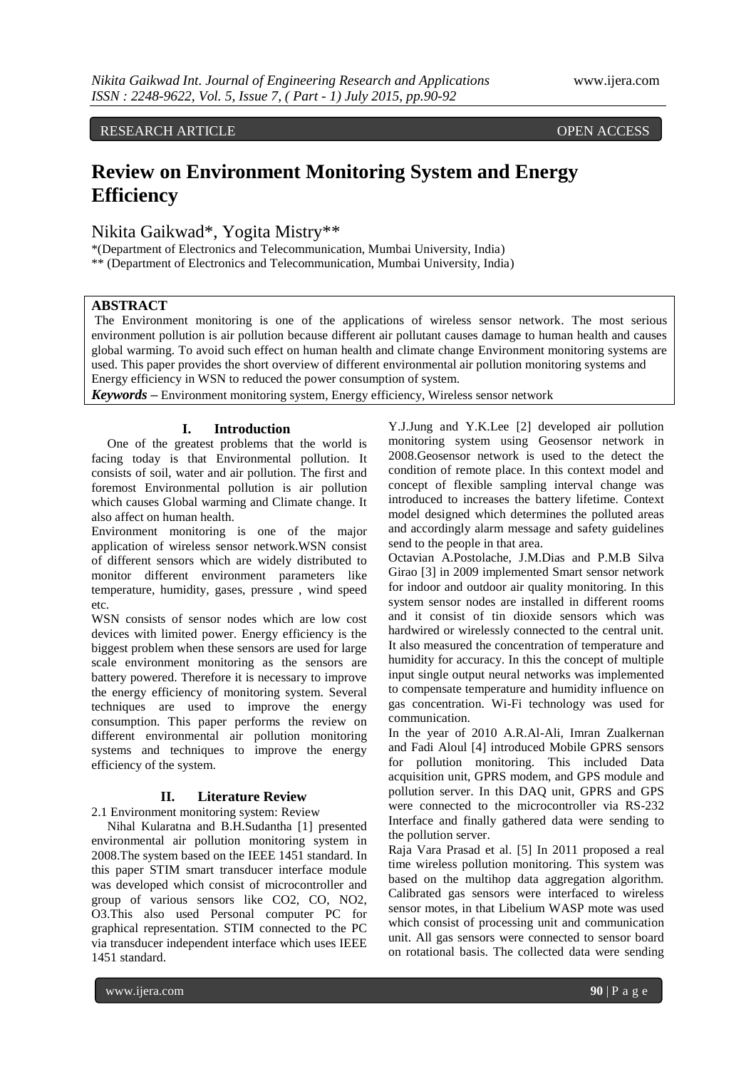RESEARCH ARTICLE OPEN ACCESS

# Review on Environment Monitoring System and Energy Efficiency

Nikita Gaikwad*, Yogita Mistry**

*(Department of Electronics and Telecommunication, Mumbai University, India)
** (Department of Electronics and Telecommunication, Mumbai University, India)

## ABSTRACT

The Environment monitoring is one of the applications of wireless sensor network. The most serious environment pollution is air pollution because different air pollutant causes damage to human health and causes global warming. To avoid such effect on human health and climate change Environment monitoring systems are used. This paper provides the short overview of different environmental air pollution monitoring systems and Energy efficiency in WSN to reduced the power consumption of system.

***Keywords*** – Environment monitoring system, Energy efficiency, Wireless sensor network

## I. Introduction

One of the greatest problems that the world is facing today is that Environmental pollution. It consists of soil, water and air pollution. The first and foremost Environmental pollution is air pollution which causes Global warming and Climate change. It also affect on human health.

Environment monitoring is one of the major application of wireless sensor network.WSN consist of different sensors which are widely distributed to monitor different environment parameters like temperature, humidity, gases, pressure , wind speed etc.

WSN consists of sensor nodes which are low cost devices with limited power. Energy efficiency is the biggest problem when these sensors are used for large scale environment monitoring as the sensors are battery powered. Therefore it is necessary to improve the energy efficiency of monitoring system. Several techniques are used to improve the energy consumption. This paper performs the review on different environmental air pollution monitoring systems and techniques to improve the energy efficiency of the system.

## II. Literature Review

2.1 Environment monitoring system: Review

Nihal Kularatna and B.H.Sudantha [1] presented environmental air pollution monitoring system in 2008.The system based on the IEEE 1451 standard. In this paper STIM smart transducer interface module was developed which consist of microcontroller and group of various sensors like $CO_2$, CO, $NO_2$, $O_3$.This also used Personal computer PC for graphical representation. STIM connected to the PC via transducer independent interface which uses IEEE 1451 standard.

Y.J.Jung and Y.K.Lee [2] developed air pollution monitoring system using Geosensor network in 2008.Geosensor network is used to the detect the condition of remote place. In this context model and concept of flexible sampling interval change was introduced to increases the battery lifetime. Context model designed which determines the polluted areas and accordingly alarm message and safety guidelines send to the people in that area.

Octavian A.Postolache, J.M.Dias and P.M.B Silva Girao [3] in 2009 implemented Smart sensor network for indoor and outdoor air quality monitoring. In this system sensor nodes are installed in different rooms and it consist of tin dioxide sensors which was hardwired or wirelessly connected to the central unit. It also measured the concentration of temperature and humidity for accuracy. In this the concept of multiple input single output neural networks was implemented to compensate temperature and humidity influence on gas concentration. Wi-Fi technology was used for communication.

In the year of 2010 A.R.Al-Ali, Imran Zualkernan and Fadi Aloul [4] introduced Mobile GPRS sensors for pollution monitoring. This included Data acquisition unit, GPRS modem, and GPS module and pollution server. In this DAQ unit, GPRS and GPS were connected to the microcontroller via RS-232 Interface and finally gathered data were sending to the pollution server.

Raja Vara Prasad et al. [5] In 2011 proposed a real time wireless pollution monitoring. This system was based on the multihop data aggregation algorithm. Calibrated gas sensors were interfaced to wireless sensor motes, in that Libelium WASP mote was used which consist of processing unit and communication unit. All gas sensors were connected to sensor board on rotational basis. The collected data were sending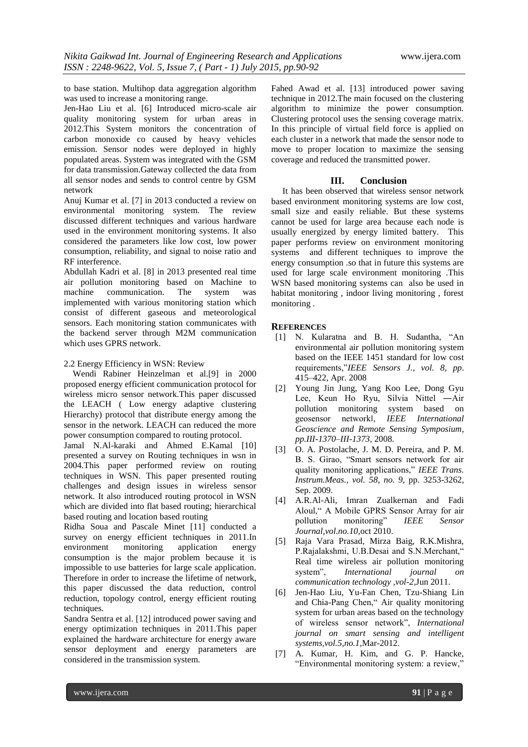to base station. Multihop data aggregation algorithm was used to increase a monitoring range.

Jen-Hao Liu et al. [6] Introduced micro-scale air quality monitoring system for urban areas in 2012.This System monitors the concentration of carbon monoxide co caused by heavy vehicles emission. Sensor nodes were deployed in highly populated areas. System was integrated with the GSM for data transmission.Gateway collected the data from all sensor nodes and sends to control centre by GSM network

Anuj Kumar et al. [7] in 2013 conducted a review on environmental monitoring system. The review discussed different techniques and various hardware used in the environment monitoring systems. It also considered the parameters like low cost, low power consumption, reliability, and signal to noise ratio and RF interference.

Abdullah Kadri et al. [8] in 2013 presented real time air pollution monitoring based on Machine to machine communication. The system was implemented with various monitoring station which consist of different gaseous and meteorological sensors. Each monitoring station communicates with the backend server through M2M communication which uses GPRS network.

2.2 Energy Efficiency in WSN: Review

Wendi Rabiner Heinzelman et al.[9] in 2000 proposed energy efficient communication protocol for wireless micro sensor network.This paper discussed the LEACH ( Low energy adaptive clustering Hierarchy) protocol that distribute energy among the sensor in the network. LEACH can reduced the more power consumption compared to routing protocol.

Jamal N.Al-karaki and Ahmed E.Kamal [10] presented a survey on Routing techniques in wsn in 2004.This paper performed review on routing techniques in WSN. This paper presented routing challenges and design issues in wireless sensor network. It also introduced routing protocol in WSN which are divided into flat based routing; hierarchical based routing and location based routing

Ridha Soua and Pascale Minet [11] conducted a survey on energy efficient techniques in 2011.In environment monitoring application energy consumption is the major problem because it is impossible to use batteries for large scale application. Therefore in order to increase the lifetime of network, this paper discussed the data reduction, control reduction, topology control, energy efficient routing techniques.

Sandra Sentra et al. [12] introduced power saving and energy optimization techniques in 2011.This paper explained the hardware architecture for energy aware sensor deployment and energy parameters are considered in the transmission system.

Fahed Awad et al. [13] introduced power saving technique in 2012.The main focused on the clustering algorithm to minimize the power consumption. Clustering protocol uses the sensing coverage matrix. In this principle of virtual field force is applied on each cluster in a network that made the sensor node to move to proper location to maximize the sensing coverage and reduced the transmitted power.

## III. Conclusion

It has been observed that wireless sensor network based environment monitoring systems are low cost, small size and easily reliable. But these systems cannot be used for large area because each node is usually energized by energy limited battery. This paper performs review on environment monitoring systems and different techniques to improve the energy consumption .so that in future this systems are used for large scale environment monitoring .This WSN based monitoring systems can also be used in habitat monitoring , indoor living monitoring , forest monitoring .

## References

[1] N. Kularatna and B. H. Sudantha, "An environmental air pollution monitoring system based on the IEEE 1451 standard for low cost requirements,"*IEEE Sensors J., vol. 8, pp*. 415–422, Apr. 2008

[2] Young Jin Jung, Yang Koo Lee, Dong Gyu Lee, Keun Ho Ryu, Silvia Nittel ―Air pollution monitoring system based on geosensor network‖, *IEEE International Geoscience and Remote Sensing Symposium, pp.III-1370–III-1373*, 2008.

[3] O. A. Postolache, J. M. D. Pereira, and P. M. B. S. Girao, "Smart sensors network for air quality monitoring applications," *IEEE Trans. Instrum.Meas., vol. 58, no. 9*, pp. 3253-3262, Sep. 2009.

[4] A.R.Al-Ali, Imran Zualkernan and Fadi Aloul," A Mobile GPRS Sensor Array for air pollution monitoring" *IEEE Sensor Journal,vol.no.10*,oct 2010.

[5] Raja Vara Prasad, Mirza Baig, R.K.Mishra, P.Rajalakshmi, U.B.Desai and S.N.Merchant," Real time wireless air pollution monitoring system", *International journal on communication technology ,vol-2*,Jun 2011.

[6] Jen-Hao Liu, Yu-Fan Chen, Tzu-Shiang Lin and Chia-Pang Chen," Air quality monitoring system for urban areas based on the technology of wireless sensor network", *International journal on smart sensing and intelligent systems,vol.5,no.1*,Mar-2012.

[7] A. Kumar, H. Kim, and G. P. Hancke, "Environmental monitoring system: a review,"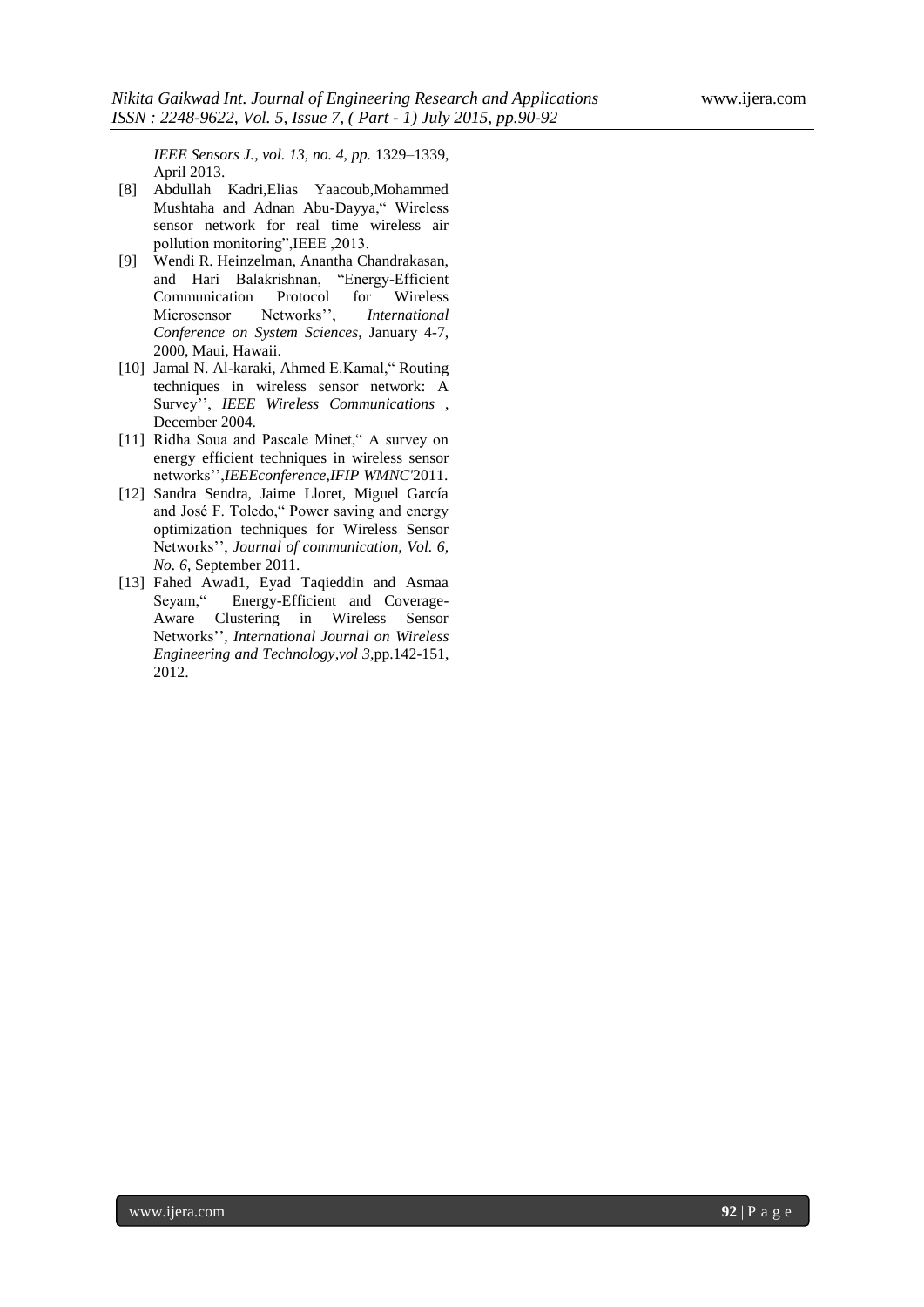*IEEE Sensors J., vol. 13, no. 4, pp.* 1329–1339, April 2013.

[8] Abdullah Kadri,Elias Yaacoub,Mohammed Mushtaha and Adnan Abu-Dayya," Wireless sensor network for real time wireless air pollution monitoring",IEEE ,2013.

[9] Wendi R. Heinzelman, Anantha Chandrakasan, and Hari Balakrishnan, "Energy-Efficient Communication Protocol for Wireless Microsensor Networks'', *International Conference on System Sciences*, January 4-7, 2000, Maui, Hawaii.

[10] Jamal N. Al-karaki, Ahmed E.Kamal," Routing techniques in wireless sensor network: A Survey'', *IEEE Wireless Communications* , December 2004.

[11] Ridha Soua and Pascale Minet," A survey on energy efficient techniques in wireless sensor networks'',*IEEEconference,IFIP WMNC'*2011.

[12] Sandra Sendra, Jaime Lloret, Miguel García and José F. Toledo," Power saving and energy optimization techniques for Wireless Sensor Networks'', *Journal of communication, Vol. 6, No. 6*, September 2011.

[13] Fahed Awad1, Eyad Taqieddin and Asmaa Seyam," Energy-Efficient and Coverage-Aware Clustering in Wireless Sensor Networks'', *International Journal on Wireless Engineering and Technology,vol 3*,pp.142-151, 2012.